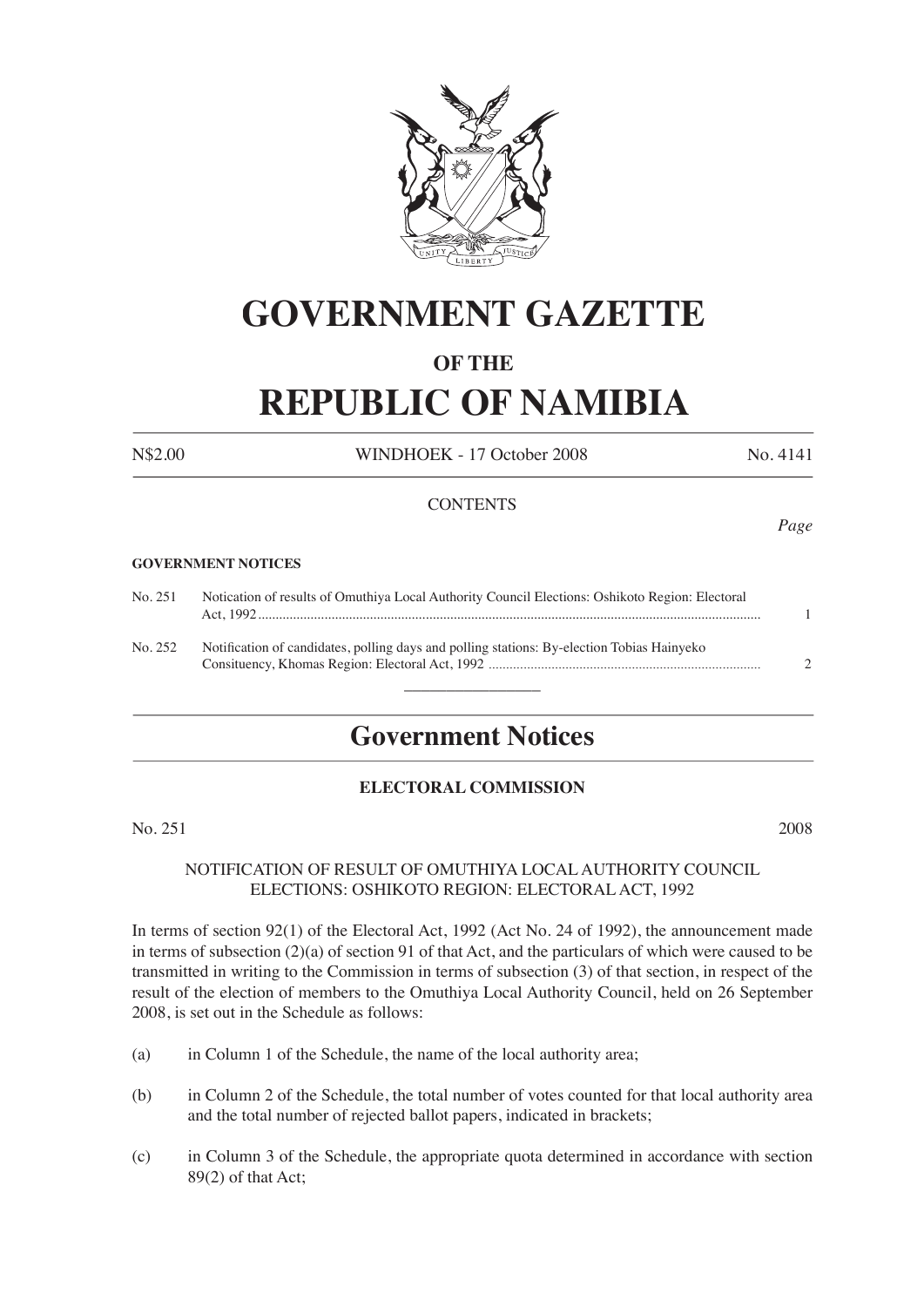# GOVERNMENT GAZETTE

## OF THE

# REPUBLIC OF NAMIBIA

N$2.00 WINDHOEK - 17 October 2008 No. 4141

CONTENTS

*Page*

**GOVERNMENT NOTICES**

| | | |
|---|---|---|
| No. 251 | Notication of results of Omuthiya Local Authority Council Elections: Oshikoto Region: Electoral Act, 1992 | 1 |
| No. 252 | Notification of candidates, polling days and polling stations: By-election Tobias Hainyeko Consituency, Khomas Region: Electoral Act, 1992 | 2 |

---

## Government Notices

### ELECTORAL COMMISSION

No. 251 2008

NOTIFICATION OF RESULT OF OMUTHIYA LOCAL AUTHORITY COUNCIL ELECTIONS: OSHIKOTO REGION: ELECTORAL ACT, 1992

In terms of section 92(1) of the Electoral Act, 1992 (Act No. 24 of 1992), the announcement made in terms of subsection (2)(a) of section 91 of that Act, and the particulars of which were caused to be transmitted in writing to the Commission in terms of subsection (3) of that section, in respect of the result of the election of members to the Omuthiya Local Authority Council, held on 26 September 2008, is set out in the Schedule as follows:

(a) in Column 1 of the Schedule, the name of the local authority area;

(b) in Column 2 of the Schedule, the total number of votes counted for that local authority area and the total number of rejected ballot papers, indicated in brackets;

(c) in Column 3 of the Schedule, the appropriate quota determined in accordance with section 89(2) of that Act;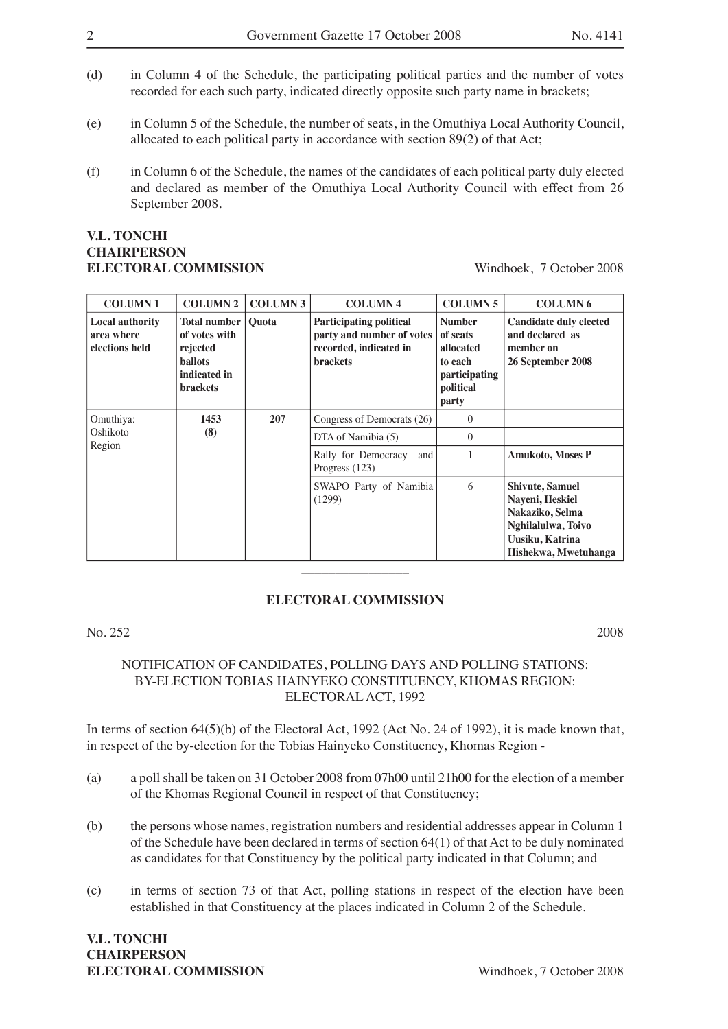(d) in Column 4 of the Schedule, the participating political parties and the number of votes recorded for each such party, indicated directly opposite such party name in brackets;

(e) in Column 5 of the Schedule, the number of seats, in the Omuthiya Local Authority Council, allocated to each political party in accordance with section 89(2) of that Act;

(f) in Column 6 of the Schedule, the names of the candidates of each political party duly elected and declared as member of the Omuthiya Local Authority Council with effect from 26 September 2008.

**V.L. TONCHI**
**CHAIRPERSON**
**ELECTORAL COMMISSION** Windhoek, 7 October 2008

| COLUMN 1 | COLUMN 2 | COLUMN 3 | COLUMN 4 | COLUMN 5 | COLUMN 6 |
|---|---|---|---|---|---|
| **Local authority area where elections held** | **Total number of votes with rejected ballots indicated in brackets** | **Quota** | **Participating political party and number of votes recorded, indicated in brackets** | **Number of seats allocated to each participating political party** | **Candidate duly elected and declared as member on 26 September 2008** |
| Omuthiya: Oshikoto Region | **1453 (8)** | **207** | Congress of Democrats (26) | 0 | |
| | | | DTA of Namibia (5) | 0 | |
| | | | Rally for Democracy and Progress (123) | 1 | **Amukoto, Moses P** |
| | | | SWAPO Party of Namibia (1299) | 6 | **Shivute, Samuel**<br>**Nayeni, Heskiel**<br>**Nakaziko, Selma**<br>**Nghilalulwa, Toivo**<br>**Uusiku, Katrina**<br>**Hishekwa, Mwetuhanga** |

---

## ELECTORAL COMMISSION

No. 252 2008

NOTIFICATION OF CANDIDATES, POLLING DAYS AND POLLING STATIONS: BY-ELECTION TOBIAS HAINYEKO CONSTITUENCY, KHOMAS REGION: ELECTORAL ACT, 1992

In terms of section 64(5)(b) of the Electoral Act, 1992 (Act No. 24 of 1992), it is made known that, in respect of the by-election for the Tobias Hainyeko Constituency, Khomas Region -

(a) a poll shall be taken on 31 October 2008 from 07h00 until 21h00 for the election of a member of the Khomas Regional Council in respect of that Constituency;

(b) the persons whose names, registration numbers and residential addresses appear in Column 1 of the Schedule have been declared in terms of section 64(1) of that Act to be duly nominated as candidates for that Constituency by the political party indicated in that Column; and

(c) in terms of section 73 of that Act, polling stations in respect of the election have been established in that Constituency at the places indicated in Column 2 of the Schedule.

**V.L. TONCHI**
**CHAIRPERSON**
**ELECTORAL COMMISSION** Windhoek, 7 October 2008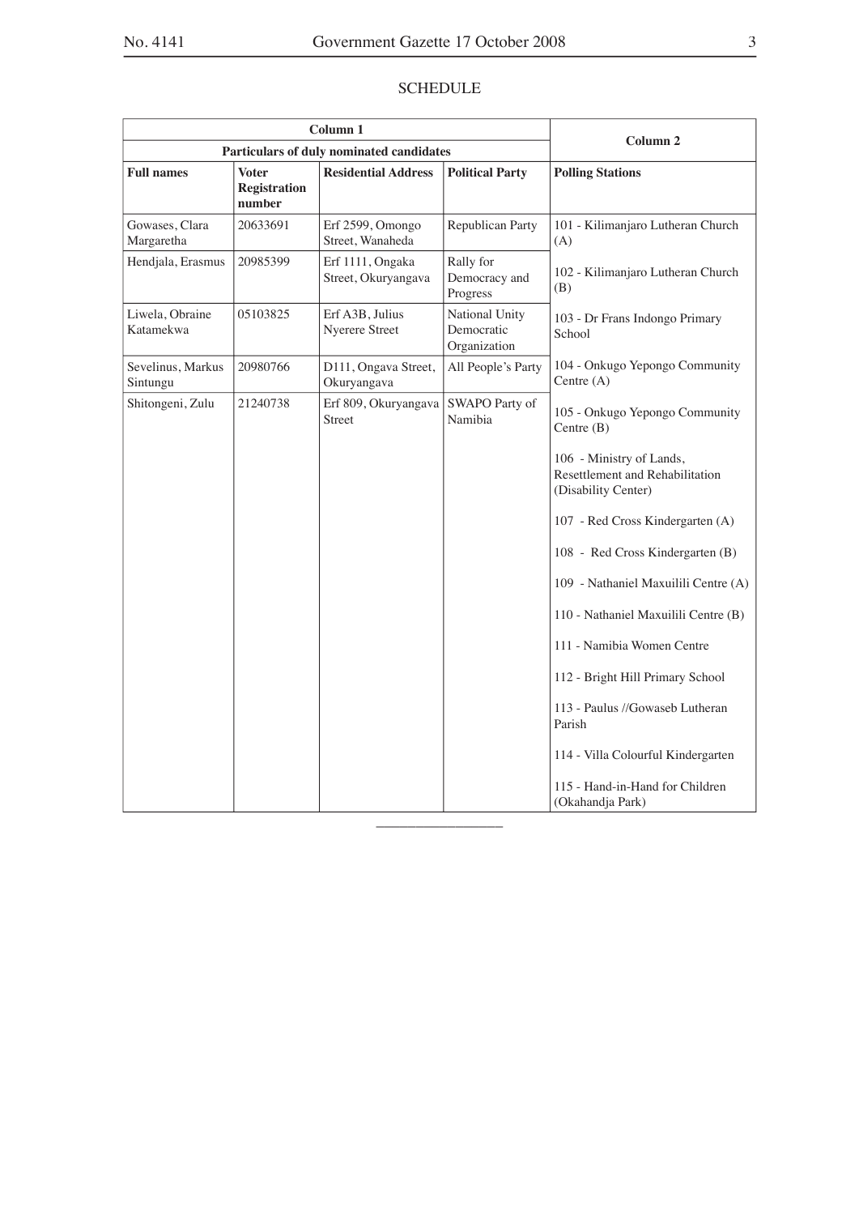# SCHEDULE

| Column 1 | | | | Column 2 |
|---|---|---|---|---|
| Particulars of duly nominated candidates | | | | |
| **Full names** | **Voter Registration number** | **Residential Address** | **Political Party** | **Polling Stations** |
| Gowases, Clara Margaretha | 20633691 | Erf 2599, Omongo Street, Wanaheda | Republican Party | 101 - Kilimanjaro Lutheran Church (A) |
| Hendjala, Erasmus | 20985399 | Erf 1111, Ongaka Street, Okuryangava | Rally for Democracy and Progress | 102 - Kilimanjaro Lutheran Church (B) |
| Liwela, Obraine Katamekwa | 05103825 | Erf A3B, Julius Nyerere Street | National Unity Democratic Organization | 103 - Dr Frans Indongo Primary School |
| Sevelinus, Markus Sintungu | 20980766 | D111, Ongava Street, Okuryangava | All People's Party | 104 - Onkugo Yepongo Community Centre (A) |
| Shitongeni, Zulu | 21240738 | Erf 809, Okuryangava Street | SWAPO Party of Namibia | 105 - Onkugo Yepongo Community Centre (B) |
| | | | | 106 - Ministry of Lands, Resettlement and Rehabilitation (Disability Center) |
| | | | | 107 - Red Cross Kindergarten (A) |
| | | | | 108 - Red Cross Kindergarten (B) |
| | | | | 109 - Nathaniel Maxuilili Centre (A) |
| | | | | 110 - Nathaniel Maxuilili Centre (B) |
| | | | | 111 - Namibia Women Centre |
| | | | | 112 - Bright Hill Primary School |
| | | | | 113 - Paulus //Gowaseb Lutheran Parish |
| | | | | 114 - Villa Colourful Kindergarten |
| | | | | 115 - Hand-in-Hand for Children (Okahandja Park) |

________________